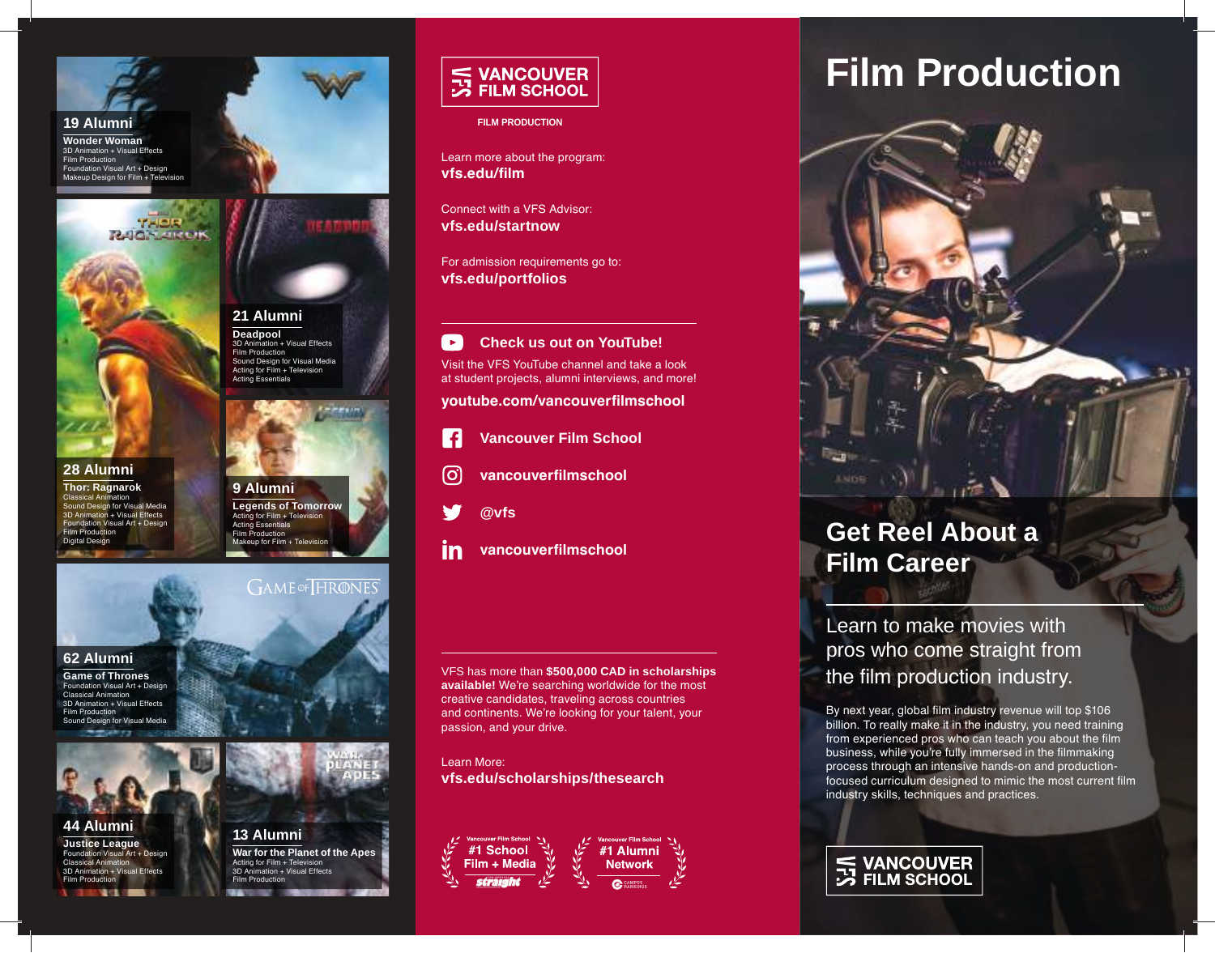# Film Production

## Get Reel About a Film Career

Learn to make movies with pros who come straight from the film production industry.

By next year, global film industry revenue will top $106 billion. To really make it in the industry, you need training from experienced pros who can teach you about the film business, while you're fully immersed in the filmmaking process through an intensive hands-on and production-focused curriculum designed to mimic the most current film industry skills, techniques and practices.

VANCOUVER FILM SCHOOL

---

VANCOUVER FILM SCHOOL

FILM PRODUCTION

Learn more about the program:
**vfs.edu/film**

Connect with a VFS Advisor:
**vfs.edu/startnow**

For admission requirements go to:
**vfs.edu/portfolios**

**Check us out on YouTube!**

Visit the VFS YouTube channel and take a look at student projects, alumni interviews, and more!

**youtube.com/vancouverfilmschool**

**Vancouver Film School**

**vancouverfilmschool**

**@vfs**

**vancouverfilmschool**

VFS has more than **$500,000 CAD in scholarships available!** We're searching worldwide for the most creative candidates, traveling across countries and continents. We're looking for your talent, your passion, and your drive.

Learn More:
**vfs.edu/scholarships/thesearch**

Vancouver Film School **#1 School Film + Media** – straight

Vancouver Film School **#1 Alumni Network** – Campus Rankings

---

**19 Alumni**
**Wonder Woman**
3D Animation + Visual Effects
Film Production
Foundation Visual Art + Design
Makeup Design for Film + Television

**21 Alumni**
**Deadpool**
3D Animation + Visual Effects
Film Production
Sound Design for Visual Media
Acting for Film + Television
Acting Essentials

**28 Alumni**
**Thor: Ragnarok**
Classical Animation
Sound Design for Visual Media
3D Animation + Visual Effects
Foundation Visual Art + Design
Film Production
Digital Design

**9 Alumni**
**Legends of Tomorrow**
Acting for Film + Television
Acting Essentials
Film Production
Makeup for Film + Television

**62 Alumni**
**Game of Thrones**
Foundation Visual Art + Design
Classical Animation
3D Animation + Visual Effects
Film Production
Sound Design for Visual Media

**44 Alumni**
**Justice League**
Foundation Visual Art + Design
Classical Animation
3D Animation + Visual Effects
Film Production

**13 Alumni**
**War for the Planet of the Apes**
Acting for Film + Television
3D Animation + Visual Effects
Film Production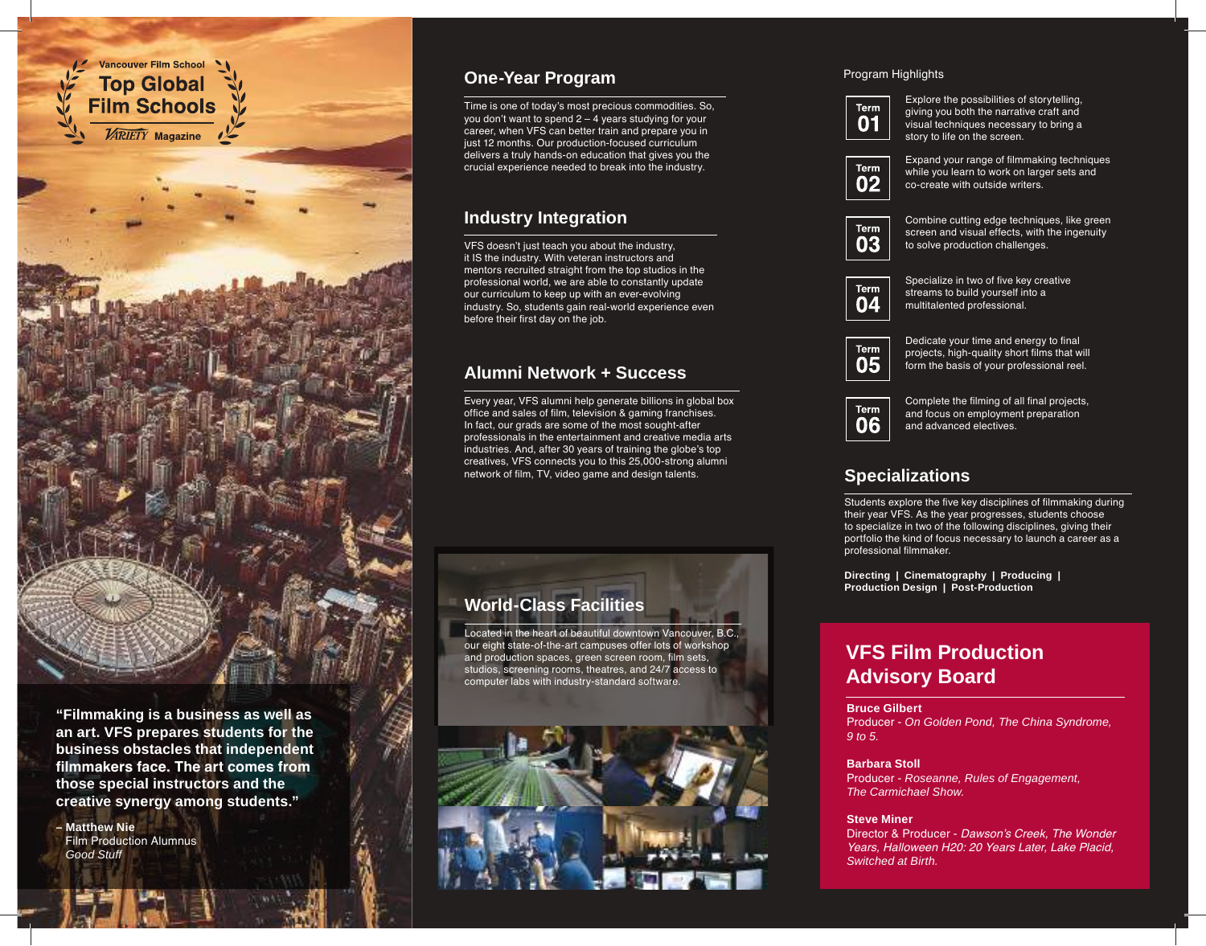Vancouver Film School

**Top Global Film Schools**

*VARIETY* Magazine

**"Filmmaking is a business as well as an art. VFS prepares students for the business obstacles that independent filmmakers face. The art comes from those special instructors and the creative synergy among students."**

**– Matthew Nie**
Film Production Alumnus
*Good Stuff*

## One-Year Program

Time is one of today's most precious commodities. So, you don't want to spend 2 – 4 years studying for your career, when VFS can better train and prepare you in just 12 months. Our production-focused curriculum delivers a truly hands-on education that gives you the crucial experience needed to break into the industry.

## Industry Integration

VFS doesn't just teach you about the industry, it IS the industry. With veteran instructors and mentors recruited straight from the top studios in the professional world, we are able to constantly update our curriculum to keep up with an ever-evolving industry. So, students gain real-world experience even before their first day on the job.

## Alumni Network + Success

Every year, VFS alumni help generate billions in global box office and sales of film, television & gaming franchises. In fact, our grads are some of the most sought-after professionals in the entertainment and creative media arts industries. And, after 30 years of training the globe's top creatives, VFS connects you to this 25,000-strong alumni network of film, TV, video game and design talents.

## World-Class Facilities

Located in the heart of beautiful downtown Vancouver, B.C., our eight state-of-the-art campuses offer lots of workshop and production spaces, green screen room, film sets, studios, screening rooms, theatres, and 24/7 access to computer labs with industry-standard software.

Program Highlights

**Term 01** Explore the possibilities of storytelling, giving you both the narrative craft and visual techniques necessary to bring a story to life on the screen.

**Term 02** Expand your range of filmmaking techniques while you learn to work on larger sets and co-create with outside writers.

**Term 03** Combine cutting edge techniques, like green screen and visual effects, with the ingenuity to solve production challenges.

**Term 04** Specialize in two of five key creative streams to build yourself into a multitalented professional.

**Term 05** Dedicate your time and energy to final projects, high-quality short films that will form the basis of your professional reel.

**Term 06** Complete the filming of all final projects, and focus on employment preparation and advanced electives.

## Specializations

Students explore the five key disciplines of filmmaking during their year VFS. As the year progresses, students choose to specialize in two of the following disciplines, giving their portfolio the kind of focus necessary to launch a career as a professional filmmaker.

**Directing | Cinematography | Producing | Production Design | Post-Production**

## VFS Film Production Advisory Board

**Bruce Gilbert**
Producer - *On Golden Pond, The China Syndrome, 9 to 5.*

**Barbara Stoll**
Producer - *Roseanne, Rules of Engagement, The Carmichael Show.*

**Steve Miner**
Director & Producer - *Dawson's Creek, The Wonder Years, Halloween H20: 20 Years Later, Lake Placid, Switched at Birth.*